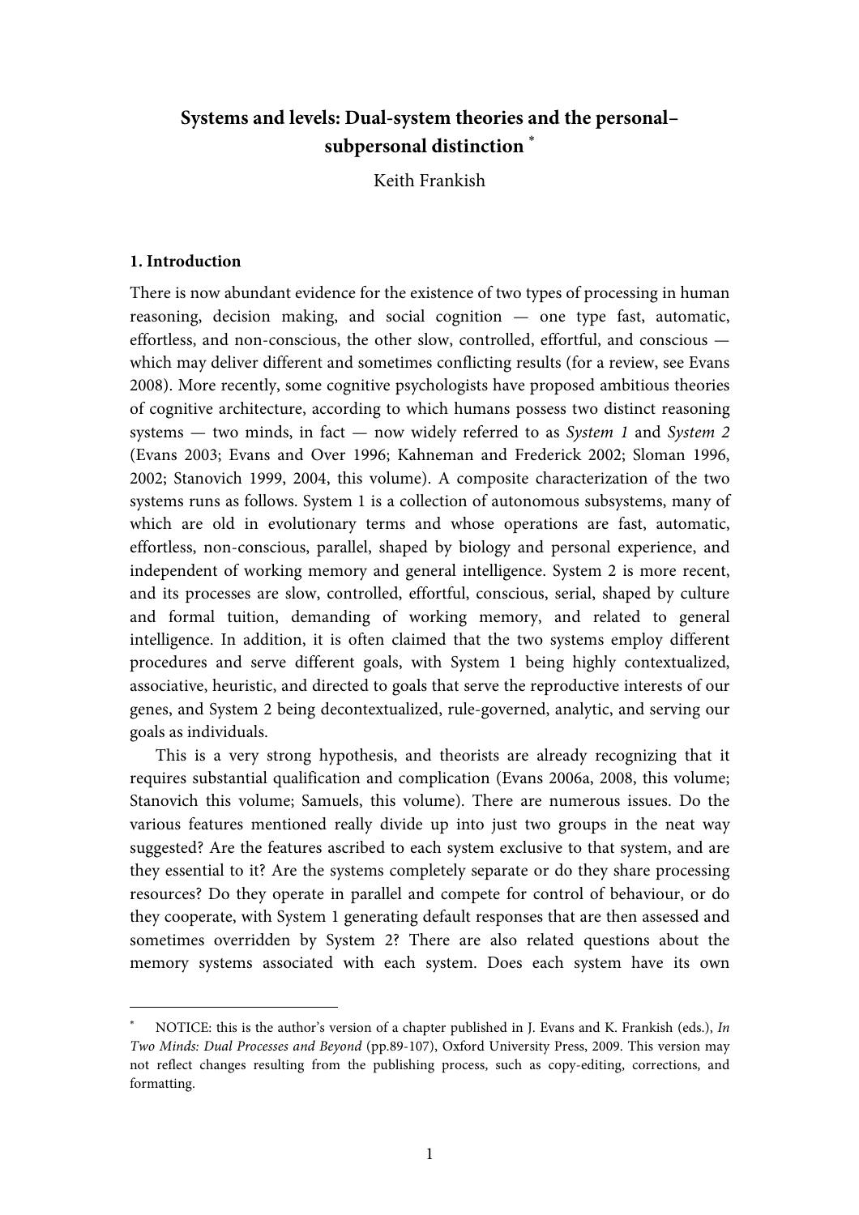# Systems and levels: Dual-system theories and the personal–subpersonal distinction [*]

Keith Frankish

## 1. Introduction

There is now abundant evidence for the existence of two types of processing in human reasoning, decision making, and social cognition — one type fast, automatic, effortless, and non-conscious, the other slow, controlled, effortful, and conscious — which may deliver different and sometimes conflicting results (for a review, see Evans 2008). More recently, some cognitive psychologists have proposed ambitious theories of cognitive architecture, according to which humans possess two distinct reasoning systems — two minds, in fact — now widely referred to as *System 1* and *System 2* (Evans 2003; Evans and Over 1996; Kahneman and Frederick 2002; Sloman 1996, 2002; Stanovich 1999, 2004, this volume). A composite characterization of the two systems runs as follows. System 1 is a collection of autonomous subsystems, many of which are old in evolutionary terms and whose operations are fast, automatic, effortless, non-conscious, parallel, shaped by biology and personal experience, and independent of working memory and general intelligence. System 2 is more recent, and its processes are slow, controlled, effortful, conscious, serial, shaped by culture and formal tuition, demanding of working memory, and related to general intelligence. In addition, it is often claimed that the two systems employ different procedures and serve different goals, with System 1 being highly contextualized, associative, heuristic, and directed to goals that serve the reproductive interests of our genes, and System 2 being decontextualized, rule-governed, analytic, and serving our goals as individuals.

This is a very strong hypothesis, and theorists are already recognizing that it requires substantial qualification and complication (Evans 2006a, 2008, this volume; Stanovich this volume; Samuels, this volume). There are numerous issues. Do the various features mentioned really divide up into just two groups in the neat way suggested? Are the features ascribed to each system exclusive to that system, and are they essential to it? Are the systems completely separate or do they share processing resources? Do they operate in parallel and compete for control of behaviour, or do they cooperate, with System 1 generating default responses that are then assessed and sometimes overridden by System 2? There are also related questions about the memory systems associated with each system. Does each system have its own

[*] NOTICE: this is the author's version of a chapter published in J. Evans and K. Frankish (eds.), *In Two Minds: Dual Processes and Beyond* (pp.89-107), Oxford University Press, 2009. This version may not reflect changes resulting from the publishing process, such as copy-editing, corrections, and formatting.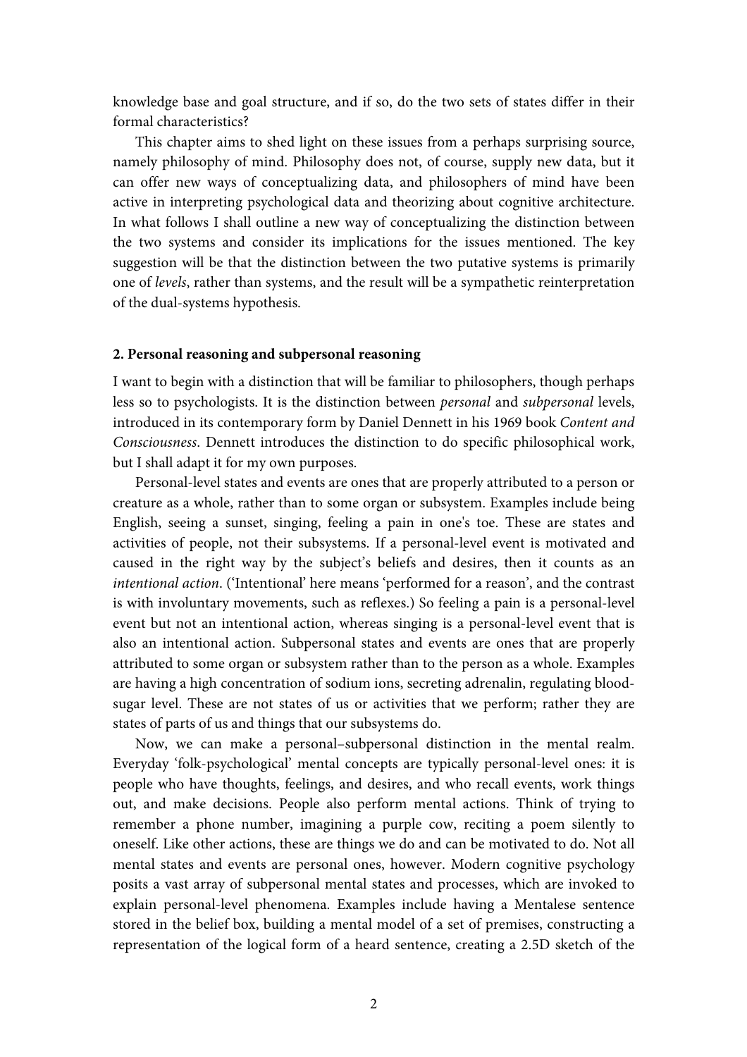knowledge base and goal structure, and if so, do the two sets of states differ in their formal characteristics?

This chapter aims to shed light on these issues from a perhaps surprising source, namely philosophy of mind. Philosophy does not, of course, supply new data, but it can offer new ways of conceptualizing data, and philosophers of mind have been active in interpreting psychological data and theorizing about cognitive architecture. In what follows I shall outline a new way of conceptualizing the distinction between the two systems and consider its implications for the issues mentioned. The key suggestion will be that the distinction between the two putative systems is primarily one of *levels*, rather than systems, and the result will be a sympathetic reinterpretation of the dual-systems hypothesis.

## 2. Personal reasoning and subpersonal reasoning

I want to begin with a distinction that will be familiar to philosophers, though perhaps less so to psychologists. It is the distinction between *personal* and *subpersonal* levels, introduced in its contemporary form by Daniel Dennett in his 1969 book *Content and Consciousness*. Dennett introduces the distinction to do specific philosophical work, but I shall adapt it for my own purposes.

Personal-level states and events are ones that are properly attributed to a person or creature as a whole, rather than to some organ or subsystem. Examples include being English, seeing a sunset, singing, feeling a pain in one's toe. These are states and activities of people, not their subsystems. If a personal-level event is motivated and caused in the right way by the subject's beliefs and desires, then it counts as an *intentional action*. ('Intentional' here means 'performed for a reason', and the contrast is with involuntary movements, such as reflexes.) So feeling a pain is a personal-level event but not an intentional action, whereas singing is a personal-level event that is also an intentional action. Subpersonal states and events are ones that are properly attributed to some organ or subsystem rather than to the person as a whole. Examples are having a high concentration of sodium ions, secreting adrenalin, regulating blood-sugar level. These are not states of us or activities that we perform; rather they are states of parts of us and things that our subsystems do.

Now, we can make a personal–subpersonal distinction in the mental realm. Everyday 'folk-psychological' mental concepts are typically personal-level ones: it is people who have thoughts, feelings, and desires, and who recall events, work things out, and make decisions. People also perform mental actions. Think of trying to remember a phone number, imagining a purple cow, reciting a poem silently to oneself. Like other actions, these are things we do and can be motivated to do. Not all mental states and events are personal ones, however. Modern cognitive psychology posits a vast array of subpersonal mental states and processes, which are invoked to explain personal-level phenomena. Examples include having a Mentalese sentence stored in the belief box, building a mental model of a set of premises, constructing a representation of the logical form of a heard sentence, creating a 2.5D sketch of the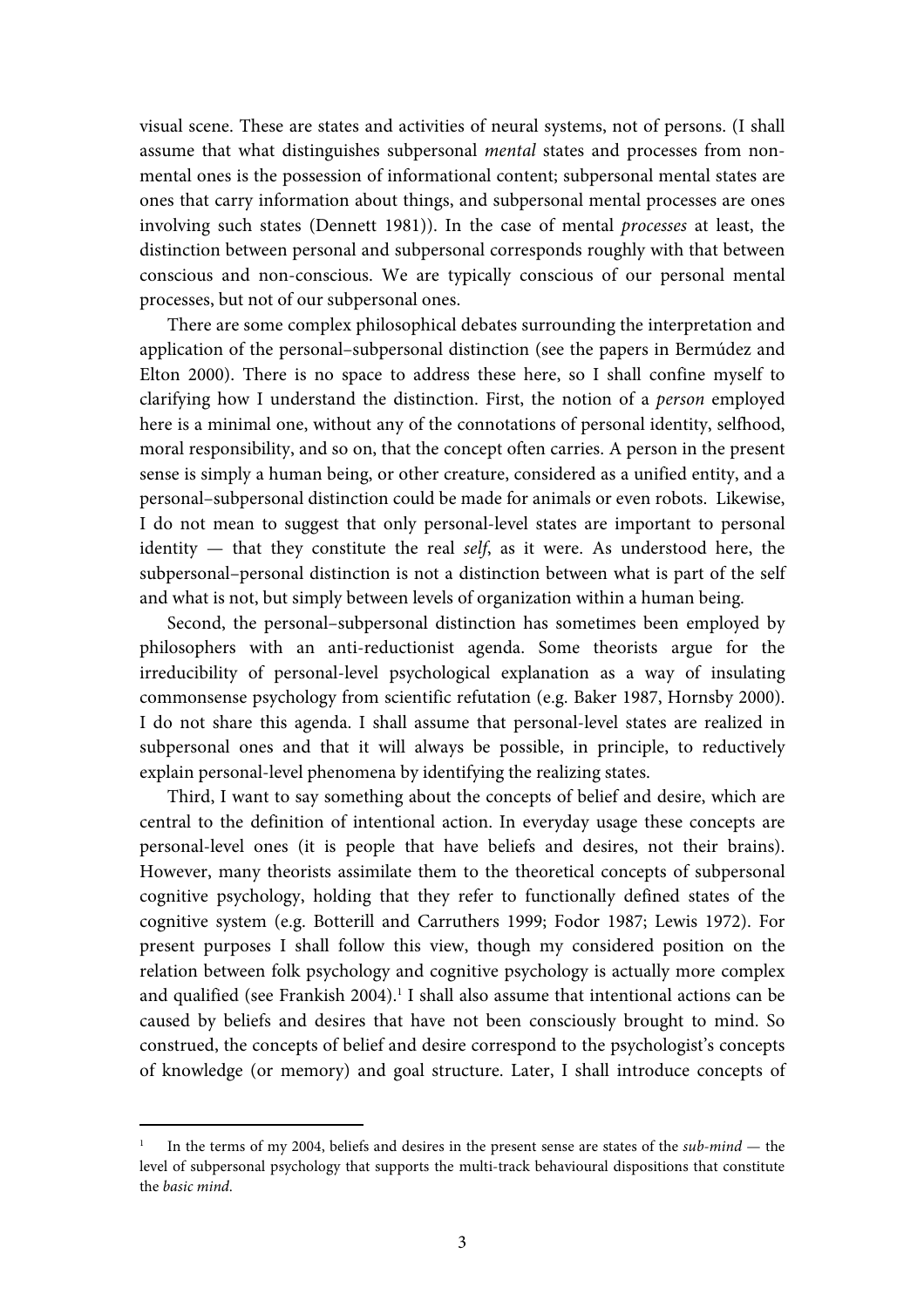visual scene. These are states and activities of neural systems, not of persons. (I shall assume that what distinguishes subpersonal *mental* states and processes from non-mental ones is the possession of informational content; subpersonal mental states are ones that carry information about things, and subpersonal mental processes are ones involving such states (Dennett 1981)). In the case of mental *processes* at least, the distinction between personal and subpersonal corresponds roughly with that between conscious and non-conscious. We are typically conscious of our personal mental processes, but not of our subpersonal ones.

There are some complex philosophical debates surrounding the interpretation and application of the personal–subpersonal distinction (see the papers in Bermúdez and Elton 2000). There is no space to address these here, so I shall confine myself to clarifying how I understand the distinction. First, the notion of a *person* employed here is a minimal one, without any of the connotations of personal identity, selfhood, moral responsibility, and so on, that the concept often carries. A person in the present sense is simply a human being, or other creature, considered as a unified entity, and a personal–subpersonal distinction could be made for animals or even robots. Likewise, I do not mean to suggest that only personal-level states are important to personal identity — that they constitute the real *self*, as it were. As understood here, the subpersonal–personal distinction is not a distinction between what is part of the self and what is not, but simply between levels of organization within a human being.

Second, the personal–subpersonal distinction has sometimes been employed by philosophers with an anti-reductionist agenda. Some theorists argue for the irreducibility of personal-level psychological explanation as a way of insulating commonsense psychology from scientific refutation (e.g. Baker 1987, Hornsby 2000). I do not share this agenda. I shall assume that personal-level states are realized in subpersonal ones and that it will always be possible, in principle, to reductively explain personal-level phenomena by identifying the realizing states.

Third, I want to say something about the concepts of belief and desire, which are central to the definition of intentional action. In everyday usage these concepts are personal-level ones (it is people that have beliefs and desires, not their brains). However, many theorists assimilate them to the theoretical concepts of subpersonal cognitive psychology, holding that they refer to functionally defined states of the cognitive system (e.g. Botterill and Carruthers 1999; Fodor 1987; Lewis 1972). For present purposes I shall follow this view, though my considered position on the relation between folk psychology and cognitive psychology is actually more complex and qualified (see Frankish 2004).[1] I shall also assume that intentional actions can be caused by beliefs and desires that have not been consciously brought to mind. So construed, the concepts of belief and desire correspond to the psychologist's concepts of knowledge (or memory) and goal structure. Later, I shall introduce concepts of

---

[1] In the terms of my 2004, beliefs and desires in the present sense are states of the *sub-mind* — the level of subpersonal psychology that supports the multi-track behavioural dispositions that constitute the *basic mind*.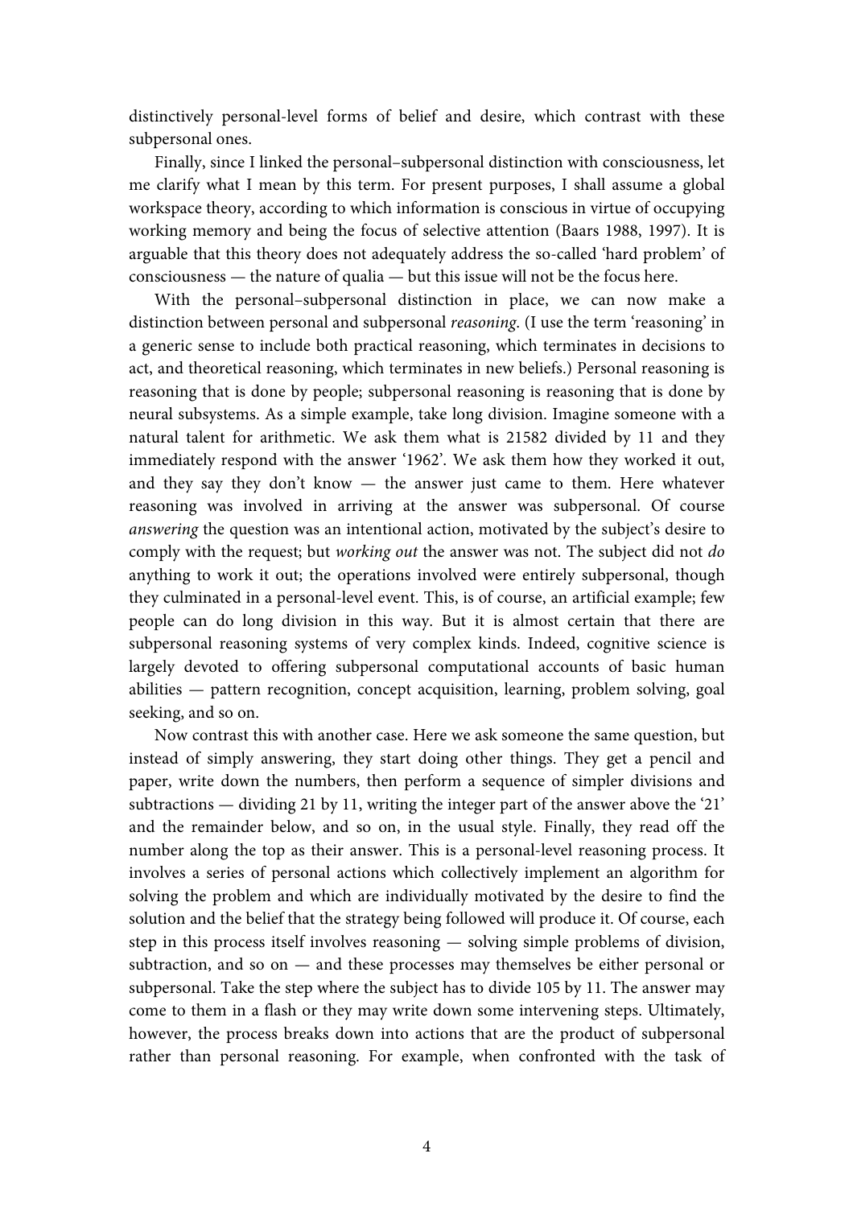distinctively personal-level forms of belief and desire, which contrast with these subpersonal ones.

Finally, since I linked the personal–subpersonal distinction with consciousness, let me clarify what I mean by this term. For present purposes, I shall assume a global workspace theory, according to which information is conscious in virtue of occupying working memory and being the focus of selective attention (Baars 1988, 1997). It is arguable that this theory does not adequately address the so-called 'hard problem' of consciousness — the nature of qualia — but this issue will not be the focus here.

With the personal–subpersonal distinction in place, we can now make a distinction between personal and subpersonal *reasoning*. (I use the term 'reasoning' in a generic sense to include both practical reasoning, which terminates in decisions to act, and theoretical reasoning, which terminates in new beliefs.) Personal reasoning is reasoning that is done by people; subpersonal reasoning is reasoning that is done by neural subsystems. As a simple example, take long division. Imagine someone with a natural talent for arithmetic. We ask them what is 21582 divided by 11 and they immediately respond with the answer '1962'. We ask them how they worked it out, and they say they don't know — the answer just came to them. Here whatever reasoning was involved in arriving at the answer was subpersonal. Of course *answering* the question was an intentional action, motivated by the subject's desire to comply with the request; but *working out* the answer was not. The subject did not *do* anything to work it out; the operations involved were entirely subpersonal, though they culminated in a personal-level event. This, is of course, an artificial example; few people can do long division in this way. But it is almost certain that there are subpersonal reasoning systems of very complex kinds. Indeed, cognitive science is largely devoted to offering subpersonal computational accounts of basic human abilities — pattern recognition, concept acquisition, learning, problem solving, goal seeking, and so on.

Now contrast this with another case. Here we ask someone the same question, but instead of simply answering, they start doing other things. They get a pencil and paper, write down the numbers, then perform a sequence of simpler divisions and subtractions — dividing 21 by 11, writing the integer part of the answer above the '21' and the remainder below, and so on, in the usual style. Finally, they read off the number along the top as their answer. This is a personal-level reasoning process. It involves a series of personal actions which collectively implement an algorithm for solving the problem and which are individually motivated by the desire to find the solution and the belief that the strategy being followed will produce it. Of course, each step in this process itself involves reasoning — solving simple problems of division, subtraction, and so on — and these processes may themselves be either personal or subpersonal. Take the step where the subject has to divide 105 by 11. The answer may come to them in a flash or they may write down some intervening steps. Ultimately, however, the process breaks down into actions that are the product of subpersonal rather than personal reasoning. For example, when confronted with the task of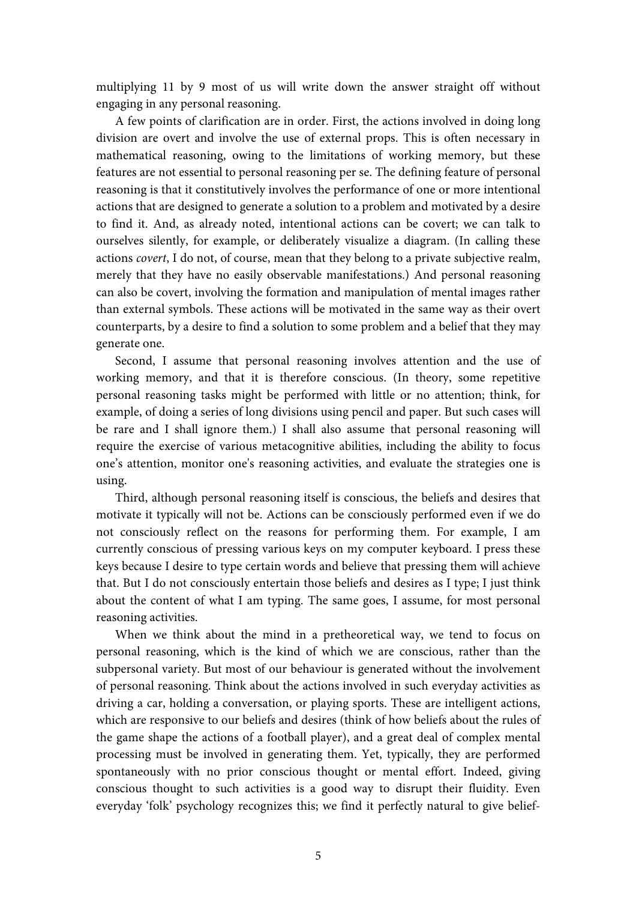multiplying 11 by 9 most of us will write down the answer straight off without engaging in any personal reasoning.

A few points of clarification are in order. First, the actions involved in doing long division are overt and involve the use of external props. This is often necessary in mathematical reasoning, owing to the limitations of working memory, but these features are not essential to personal reasoning per se. The defining feature of personal reasoning is that it constitutively involves the performance of one or more intentional actions that are designed to generate a solution to a problem and motivated by a desire to find it. And, as already noted, intentional actions can be covert; we can talk to ourselves silently, for example, or deliberately visualize a diagram. (In calling these actions *covert*, I do not, of course, mean that they belong to a private subjective realm, merely that they have no easily observable manifestations.) And personal reasoning can also be covert, involving the formation and manipulation of mental images rather than external symbols. These actions will be motivated in the same way as their overt counterparts, by a desire to find a solution to some problem and a belief that they may generate one.

Second, I assume that personal reasoning involves attention and the use of working memory, and that it is therefore conscious. (In theory, some repetitive personal reasoning tasks might be performed with little or no attention; think, for example, of doing a series of long divisions using pencil and paper. But such cases will be rare and I shall ignore them.) I shall also assume that personal reasoning will require the exercise of various metacognitive abilities, including the ability to focus one's attention, monitor one's reasoning activities, and evaluate the strategies one is using.

Third, although personal reasoning itself is conscious, the beliefs and desires that motivate it typically will not be. Actions can be consciously performed even if we do not consciously reflect on the reasons for performing them. For example, I am currently conscious of pressing various keys on my computer keyboard. I press these keys because I desire to type certain words and believe that pressing them will achieve that. But I do not consciously entertain those beliefs and desires as I type; I just think about the content of what I am typing. The same goes, I assume, for most personal reasoning activities.

When we think about the mind in a pretheoretical way, we tend to focus on personal reasoning, which is the kind of which we are conscious, rather than the subpersonal variety. But most of our behaviour is generated without the involvement of personal reasoning. Think about the actions involved in such everyday activities as driving a car, holding a conversation, or playing sports. These are intelligent actions, which are responsive to our beliefs and desires (think of how beliefs about the rules of the game shape the actions of a football player), and a great deal of complex mental processing must be involved in generating them. Yet, typically, they are performed spontaneously with no prior conscious thought or mental effort. Indeed, giving conscious thought to such activities is a good way to disrupt their fluidity. Even everyday 'folk' psychology recognizes this; we find it perfectly natural to give belief-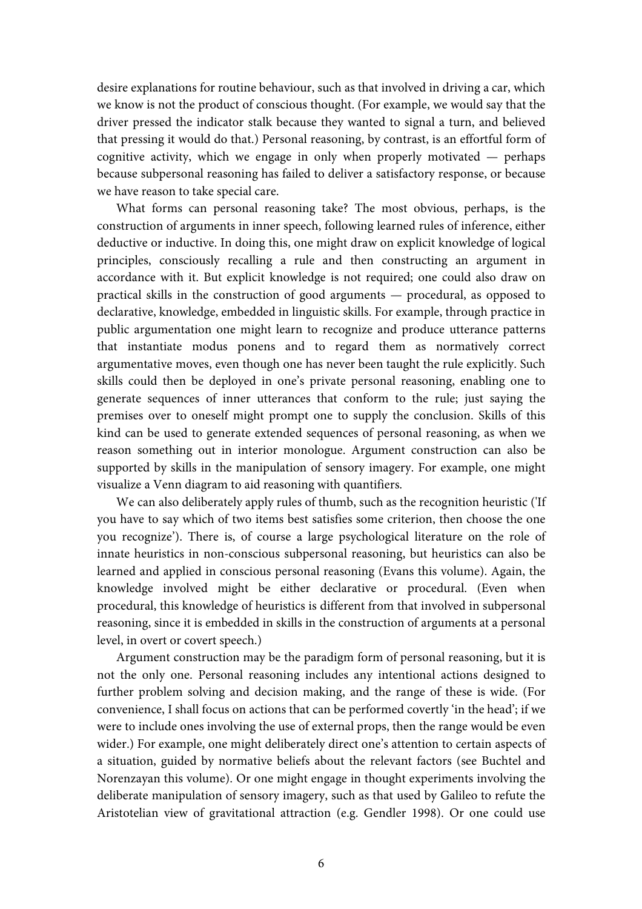desire explanations for routine behaviour, such as that involved in driving a car, which we know is not the product of conscious thought. (For example, we would say that the driver pressed the indicator stalk because they wanted to signal a turn, and believed that pressing it would do that.) Personal reasoning, by contrast, is an effortful form of cognitive activity, which we engage in only when properly motivated — perhaps because subpersonal reasoning has failed to deliver a satisfactory response, or because we have reason to take special care.

What forms can personal reasoning take? The most obvious, perhaps, is the construction of arguments in inner speech, following learned rules of inference, either deductive or inductive. In doing this, one might draw on explicit knowledge of logical principles, consciously recalling a rule and then constructing an argument in accordance with it. But explicit knowledge is not required; one could also draw on practical skills in the construction of good arguments — procedural, as opposed to declarative, knowledge, embedded in linguistic skills. For example, through practice in public argumentation one might learn to recognize and produce utterance patterns that instantiate modus ponens and to regard them as normatively correct argumentative moves, even though one has never been taught the rule explicitly. Such skills could then be deployed in one's private personal reasoning, enabling one to generate sequences of inner utterances that conform to the rule; just saying the premises over to oneself might prompt one to supply the conclusion. Skills of this kind can be used to generate extended sequences of personal reasoning, as when we reason something out in interior monologue. Argument construction can also be supported by skills in the manipulation of sensory imagery. For example, one might visualize a Venn diagram to aid reasoning with quantifiers.

We can also deliberately apply rules of thumb, such as the recognition heuristic ('If you have to say which of two items best satisfies some criterion, then choose the one you recognize'). There is, of course a large psychological literature on the role of innate heuristics in non-conscious subpersonal reasoning, but heuristics can also be learned and applied in conscious personal reasoning (Evans this volume). Again, the knowledge involved might be either declarative or procedural. (Even when procedural, this knowledge of heuristics is different from that involved in subpersonal reasoning, since it is embedded in skills in the construction of arguments at a personal level, in overt or covert speech.)

Argument construction may be the paradigm form of personal reasoning, but it is not the only one. Personal reasoning includes any intentional actions designed to further problem solving and decision making, and the range of these is wide. (For convenience, I shall focus on actions that can be performed covertly 'in the head'; if we were to include ones involving the use of external props, then the range would be even wider.) For example, one might deliberately direct one's attention to certain aspects of a situation, guided by normative beliefs about the relevant factors (see Buchtel and Norenzayan this volume). Or one might engage in thought experiments involving the deliberate manipulation of sensory imagery, such as that used by Galileo to refute the Aristotelian view of gravitational attraction (e.g. Gendler 1998). Or one could use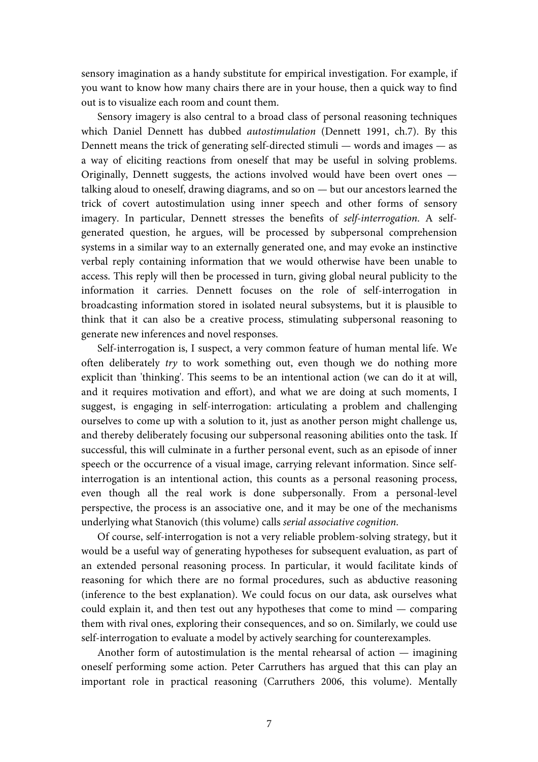sensory imagination as a handy substitute for empirical investigation. For example, if you want to know how many chairs there are in your house, then a quick way to find out is to visualize each room and count them.

Sensory imagery is also central to a broad class of personal reasoning techniques which Daniel Dennett has dubbed *autostimulation* (Dennett 1991, ch.7). By this Dennett means the trick of generating self-directed stimuli — words and images — as a way of eliciting reactions from oneself that may be useful in solving problems. Originally, Dennett suggests, the actions involved would have been overt ones — talking aloud to oneself, drawing diagrams, and so on — but our ancestors learned the trick of covert autostimulation using inner speech and other forms of sensory imagery. In particular, Dennett stresses the benefits of *self-interrogation*. A self-generated question, he argues, will be processed by subpersonal comprehension systems in a similar way to an externally generated one, and may evoke an instinctive verbal reply containing information that we would otherwise have been unable to access. This reply will then be processed in turn, giving global neural publicity to the information it carries. Dennett focuses on the role of self-interrogation in broadcasting information stored in isolated neural subsystems, but it is plausible to think that it can also be a creative process, stimulating subpersonal reasoning to generate new inferences and novel responses.

Self-interrogation is, I suspect, a very common feature of human mental life. We often deliberately *try* to work something out, even though we do nothing more explicit than 'thinking'. This seems to be an intentional action (we can do it at will, and it requires motivation and effort), and what we are doing at such moments, I suggest, is engaging in self-interrogation: articulating a problem and challenging ourselves to come up with a solution to it, just as another person might challenge us, and thereby deliberately focusing our subpersonal reasoning abilities onto the task. If successful, this will culminate in a further personal event, such as an episode of inner speech or the occurrence of a visual image, carrying relevant information. Since self-interrogation is an intentional action, this counts as a personal reasoning process, even though all the real work is done subpersonally. From a personal-level perspective, the process is an associative one, and it may be one of the mechanisms underlying what Stanovich (this volume) calls *serial associative cognition*.

Of course, self-interrogation is not a very reliable problem-solving strategy, but it would be a useful way of generating hypotheses for subsequent evaluation, as part of an extended personal reasoning process. In particular, it would facilitate kinds of reasoning for which there are no formal procedures, such as abductive reasoning (inference to the best explanation). We could focus on our data, ask ourselves what could explain it, and then test out any hypotheses that come to mind — comparing them with rival ones, exploring their consequences, and so on. Similarly, we could use self-interrogation to evaluate a model by actively searching for counterexamples.

Another form of autostimulation is the mental rehearsal of action — imagining oneself performing some action. Peter Carruthers has argued that this can play an important role in practical reasoning (Carruthers 2006, this volume). Mentally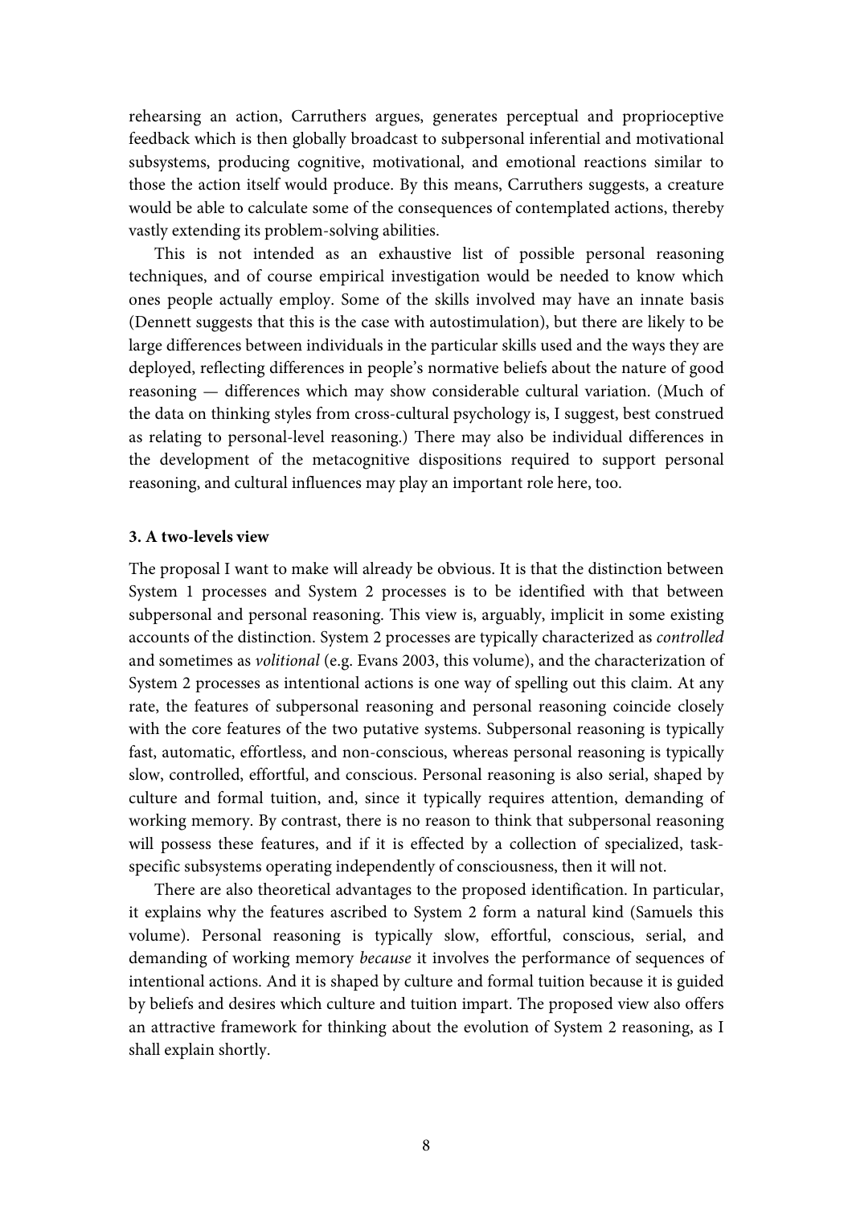rehearsing an action, Carruthers argues, generates perceptual and proprioceptive feedback which is then globally broadcast to subpersonal inferential and motivational subsystems, producing cognitive, motivational, and emotional reactions similar to those the action itself would produce. By this means, Carruthers suggests, a creature would be able to calculate some of the consequences of contemplated actions, thereby vastly extending its problem-solving abilities.

This is not intended as an exhaustive list of possible personal reasoning techniques, and of course empirical investigation would be needed to know which ones people actually employ. Some of the skills involved may have an innate basis (Dennett suggests that this is the case with autostimulation), but there are likely to be large differences between individuals in the particular skills used and the ways they are deployed, reflecting differences in people's normative beliefs about the nature of good reasoning — differences which may show considerable cultural variation. (Much of the data on thinking styles from cross-cultural psychology is, I suggest, best construed as relating to personal-level reasoning.) There may also be individual differences in the development of the metacognitive dispositions required to support personal reasoning, and cultural influences may play an important role here, too.

### 3. A two-levels view

The proposal I want to make will already be obvious. It is that the distinction between System 1 processes and System 2 processes is to be identified with that between subpersonal and personal reasoning. This view is, arguably, implicit in some existing accounts of the distinction. System 2 processes are typically characterized as *controlled* and sometimes as *volitional* (e.g. Evans 2003, this volume), and the characterization of System 2 processes as intentional actions is one way of spelling out this claim. At any rate, the features of subpersonal reasoning and personal reasoning coincide closely with the core features of the two putative systems. Subpersonal reasoning is typically fast, automatic, effortless, and non-conscious, whereas personal reasoning is typically slow, controlled, effortful, and conscious. Personal reasoning is also serial, shaped by culture and formal tuition, and, since it typically requires attention, demanding of working memory. By contrast, there is no reason to think that subpersonal reasoning will possess these features, and if it is effected by a collection of specialized, task-specific subsystems operating independently of consciousness, then it will not.

There are also theoretical advantages to the proposed identification. In particular, it explains why the features ascribed to System 2 form a natural kind (Samuels this volume). Personal reasoning is typically slow, effortful, conscious, serial, and demanding of working memory *because* it involves the performance of sequences of intentional actions. And it is shaped by culture and formal tuition because it is guided by beliefs and desires which culture and tuition impart. The proposed view also offers an attractive framework for thinking about the evolution of System 2 reasoning, as I shall explain shortly.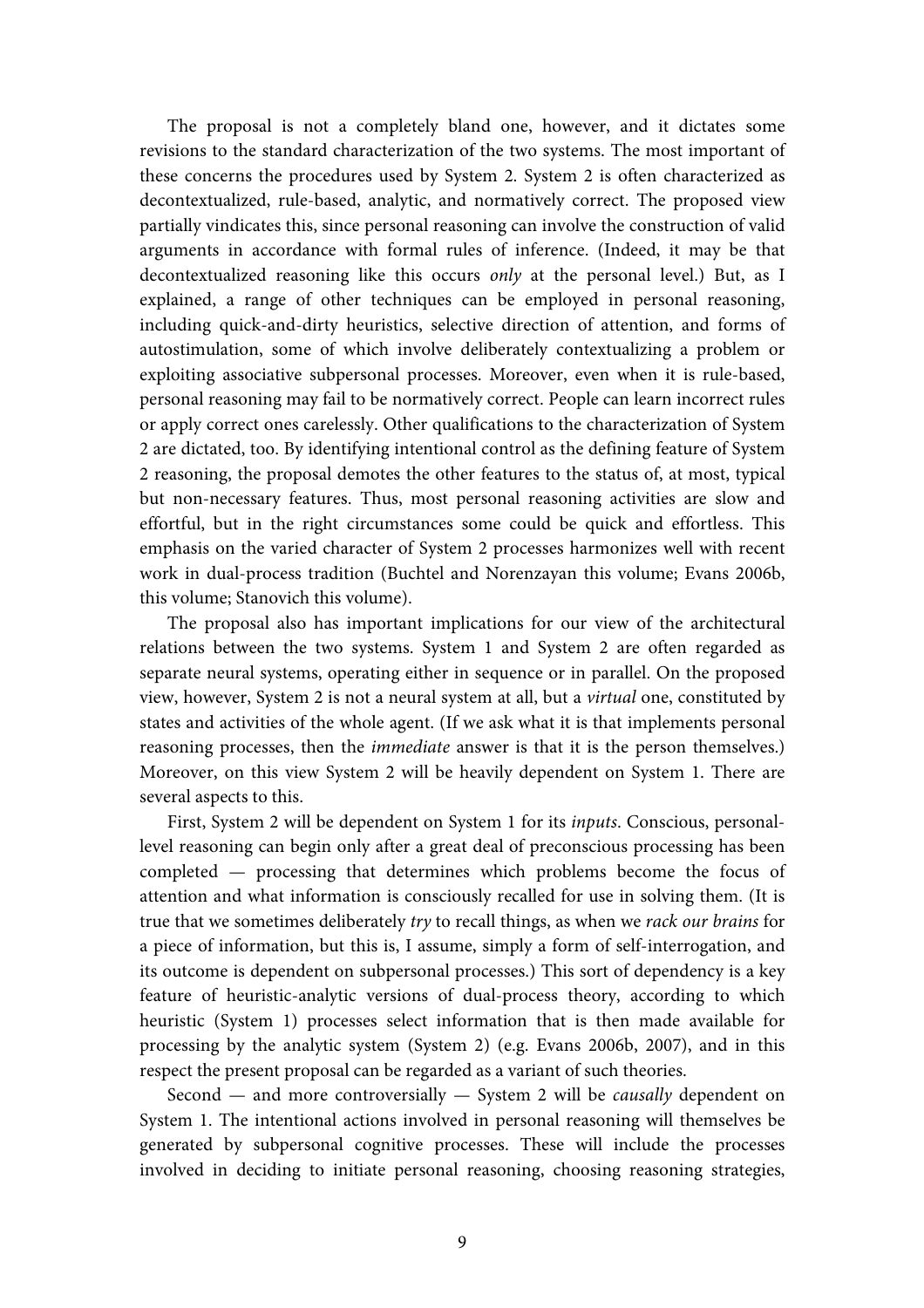The proposal is not a completely bland one, however, and it dictates some revisions to the standard characterization of the two systems. The most important of these concerns the procedures used by System 2. System 2 is often characterized as decontextualized, rule-based, analytic, and normatively correct. The proposed view partially vindicates this, since personal reasoning can involve the construction of valid arguments in accordance with formal rules of inference. (Indeed, it may be that decontextualized reasoning like this occurs *only* at the personal level.) But, as I explained, a range of other techniques can be employed in personal reasoning, including quick-and-dirty heuristics, selective direction of attention, and forms of autostimulation, some of which involve deliberately contextualizing a problem or exploiting associative subpersonal processes. Moreover, even when it is rule-based, personal reasoning may fail to be normatively correct. People can learn incorrect rules or apply correct ones carelessly. Other qualifications to the characterization of System 2 are dictated, too. By identifying intentional control as the defining feature of System 2 reasoning, the proposal demotes the other features to the status of, at most, typical but non-necessary features. Thus, most personal reasoning activities are slow and effortful, but in the right circumstances some could be quick and effortless. This emphasis on the varied character of System 2 processes harmonizes well with recent work in dual-process tradition (Buchtel and Norenzayan this volume; Evans 2006b, this volume; Stanovich this volume).

The proposal also has important implications for our view of the architectural relations between the two systems. System 1 and System 2 are often regarded as separate neural systems, operating either in sequence or in parallel. On the proposed view, however, System 2 is not a neural system at all, but a *virtual* one, constituted by states and activities of the whole agent. (If we ask what it is that implements personal reasoning processes, then the *immediate* answer is that it is the person themselves.) Moreover, on this view System 2 will be heavily dependent on System 1. There are several aspects to this.

First, System 2 will be dependent on System 1 for its *inputs*. Conscious, personal-level reasoning can begin only after a great deal of preconscious processing has been completed — processing that determines which problems become the focus of attention and what information is consciously recalled for use in solving them. (It is true that we sometimes deliberately *try* to recall things, as when we *rack our brains* for a piece of information, but this is, I assume, simply a form of self-interrogation, and its outcome is dependent on subpersonal processes.) This sort of dependency is a key feature of heuristic-analytic versions of dual-process theory, according to which heuristic (System 1) processes select information that is then made available for processing by the analytic system (System 2) (e.g. Evans 2006b, 2007), and in this respect the present proposal can be regarded as a variant of such theories.

Second — and more controversially — System 2 will be *causally* dependent on System 1. The intentional actions involved in personal reasoning will themselves be generated by subpersonal cognitive processes. These will include the processes involved in deciding to initiate personal reasoning, choosing reasoning strategies,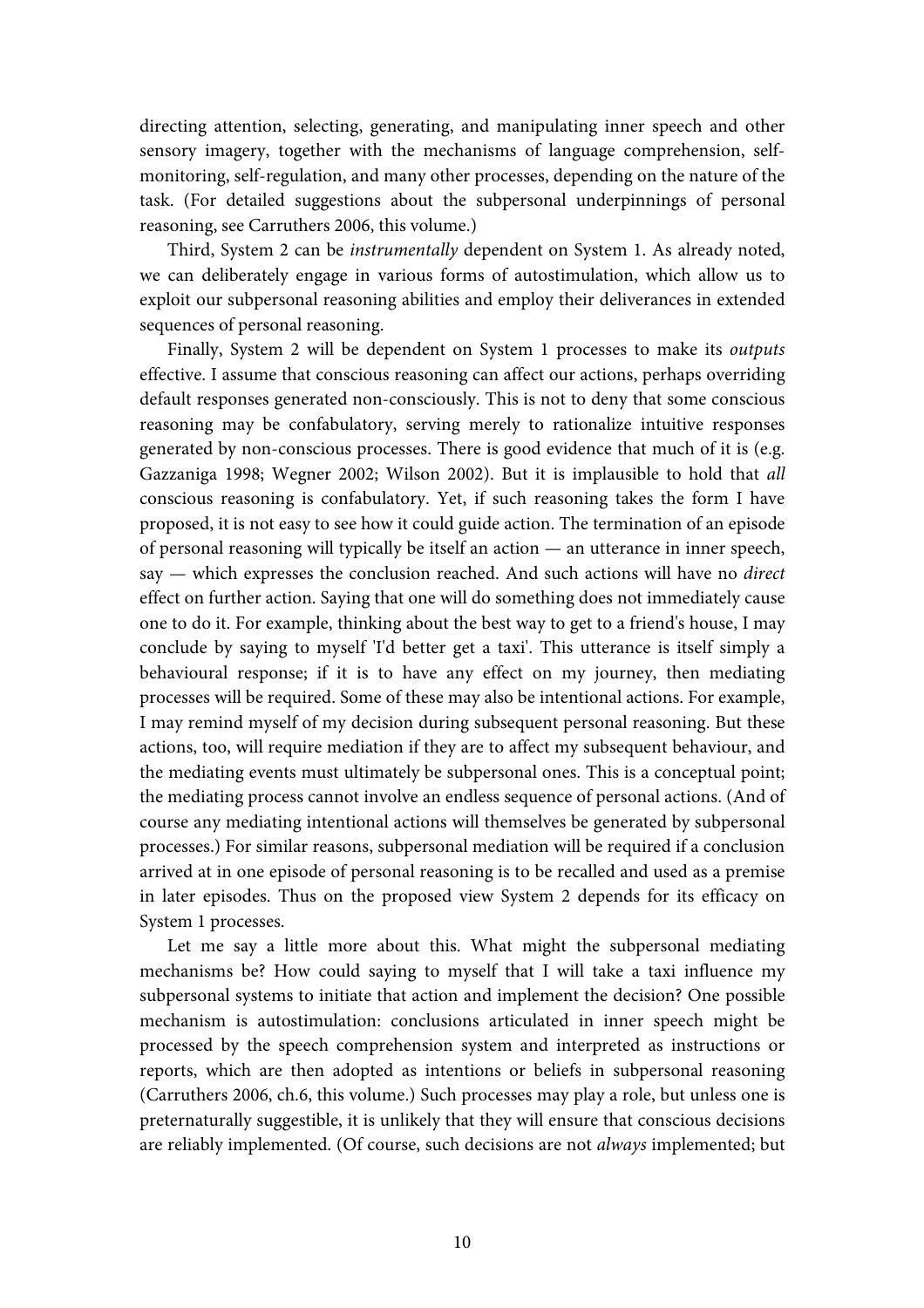directing attention, selecting, generating, and manipulating inner speech and other sensory imagery, together with the mechanisms of language comprehension, self-monitoring, self-regulation, and many other processes, depending on the nature of the task. (For detailed suggestions about the subpersonal underpinnings of personal reasoning, see Carruthers 2006, this volume.)

Third, System 2 can be *instrumentally* dependent on System 1. As already noted, we can deliberately engage in various forms of autostimulation, which allow us to exploit our subpersonal reasoning abilities and employ their deliverances in extended sequences of personal reasoning.

Finally, System 2 will be dependent on System 1 processes to make its *outputs* effective. I assume that conscious reasoning can affect our actions, perhaps overriding default responses generated non-consciously. This is not to deny that some conscious reasoning may be confabulatory, serving merely to rationalize intuitive responses generated by non-conscious processes. There is good evidence that much of it is (e.g. Gazzaniga 1998; Wegner 2002; Wilson 2002). But it is implausible to hold that *all* conscious reasoning is confabulatory. Yet, if such reasoning takes the form I have proposed, it is not easy to see how it could guide action. The termination of an episode of personal reasoning will typically be itself an action — an utterance in inner speech, say — which expresses the conclusion reached. And such actions will have no *direct* effect on further action. Saying that one will do something does not immediately cause one to do it. For example, thinking about the best way to get to a friend's house, I may conclude by saying to myself 'I'd better get a taxi'. This utterance is itself simply a behavioural response; if it is to have any effect on my journey, then mediating processes will be required. Some of these may also be intentional actions. For example, I may remind myself of my decision during subsequent personal reasoning. But these actions, too, will require mediation if they are to affect my subsequent behaviour, and the mediating events must ultimately be subpersonal ones. This is a conceptual point; the mediating process cannot involve an endless sequence of personal actions. (And of course any mediating intentional actions will themselves be generated by subpersonal processes.) For similar reasons, subpersonal mediation will be required if a conclusion arrived at in one episode of personal reasoning is to be recalled and used as a premise in later episodes. Thus on the proposed view System 2 depends for its efficacy on System 1 processes.

Let me say a little more about this. What might the subpersonal mediating mechanisms be? How could saying to myself that I will take a taxi influence my subpersonal systems to initiate that action and implement the decision? One possible mechanism is autostimulation: conclusions articulated in inner speech might be processed by the speech comprehension system and interpreted as instructions or reports, which are then adopted as intentions or beliefs in subpersonal reasoning (Carruthers 2006, ch.6, this volume.) Such processes may play a role, but unless one is preternaturally suggestible, it is unlikely that they will ensure that conscious decisions are reliably implemented. (Of course, such decisions are not *always* implemented; but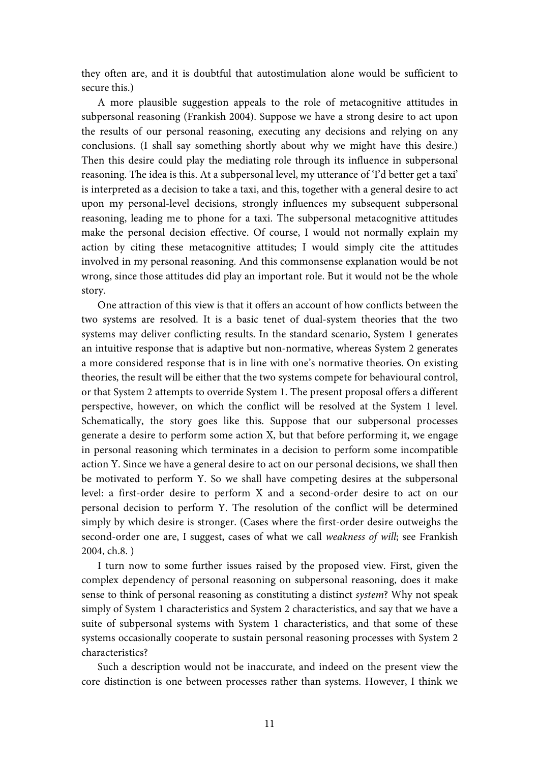they often are, and it is doubtful that autostimulation alone would be sufficient to secure this.)

A more plausible suggestion appeals to the role of metacognitive attitudes in subpersonal reasoning (Frankish 2004). Suppose we have a strong desire to act upon the results of our personal reasoning, executing any decisions and relying on any conclusions. (I shall say something shortly about why we might have this desire.) Then this desire could play the mediating role through its influence in subpersonal reasoning. The idea is this. At a subpersonal level, my utterance of 'I'd better get a taxi' is interpreted as a decision to take a taxi, and this, together with a general desire to act upon my personal-level decisions, strongly influences my subsequent subpersonal reasoning, leading me to phone for a taxi. The subpersonal metacognitive attitudes make the personal decision effective. Of course, I would not normally explain my action by citing these metacognitive attitudes; I would simply cite the attitudes involved in my personal reasoning. And this commonsense explanation would be not wrong, since those attitudes did play an important role. But it would not be the whole story.

One attraction of this view is that it offers an account of how conflicts between the two systems are resolved. It is a basic tenet of dual-system theories that the two systems may deliver conflicting results. In the standard scenario, System 1 generates an intuitive response that is adaptive but non-normative, whereas System 2 generates a more considered response that is in line with one's normative theories. On existing theories, the result will be either that the two systems compete for behavioural control, or that System 2 attempts to override System 1. The present proposal offers a different perspective, however, on which the conflict will be resolved at the System 1 level. Schematically, the story goes like this. Suppose that our subpersonal processes generate a desire to perform some action X, but that before performing it, we engage in personal reasoning which terminates in a decision to perform some incompatible action Y. Since we have a general desire to act on our personal decisions, we shall then be motivated to perform Y. So we shall have competing desires at the subpersonal level: a first-order desire to perform X and a second-order desire to act on our personal decision to perform Y. The resolution of the conflict will be determined simply by which desire is stronger. (Cases where the first-order desire outweighs the second-order one are, I suggest, cases of what we call *weakness of will*; see Frankish 2004, ch.8. )

I turn now to some further issues raised by the proposed view. First, given the complex dependency of personal reasoning on subpersonal reasoning, does it make sense to think of personal reasoning as constituting a distinct *system*? Why not speak simply of System 1 characteristics and System 2 characteristics, and say that we have a suite of subpersonal systems with System 1 characteristics, and that some of these systems occasionally cooperate to sustain personal reasoning processes with System 2 characteristics?

Such a description would not be inaccurate, and indeed on the present view the core distinction is one between processes rather than systems. However, I think we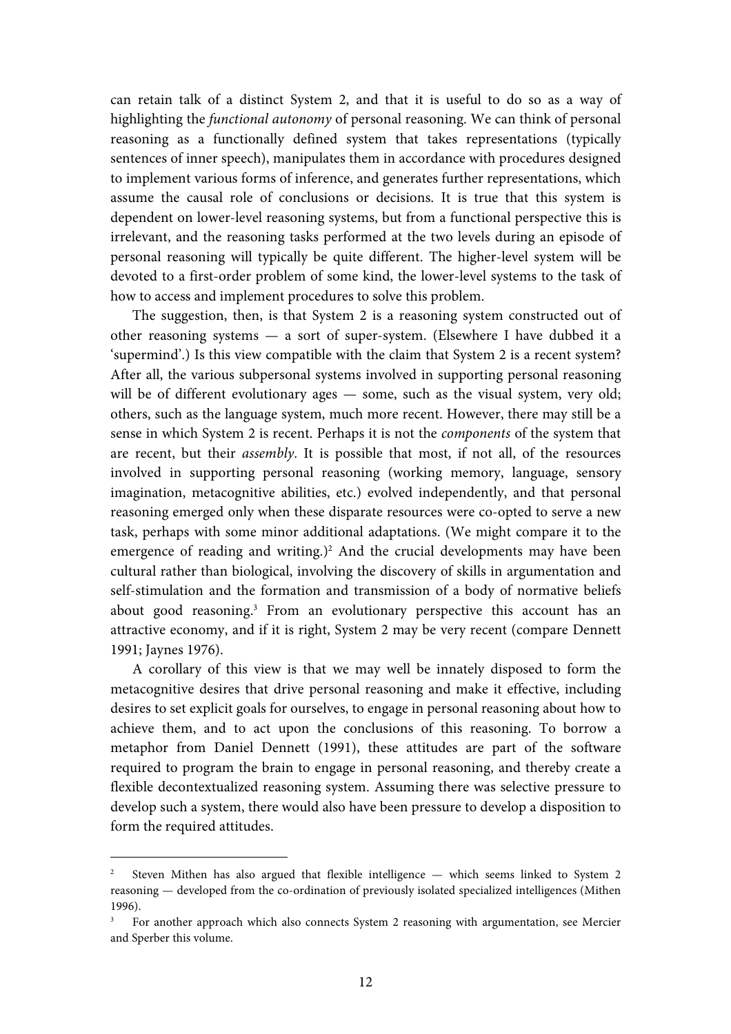can retain talk of a distinct System 2, and that it is useful to do so as a way of highlighting the *functional autonomy* of personal reasoning. We can think of personal reasoning as a functionally defined system that takes representations (typically sentences of inner speech), manipulates them in accordance with procedures designed to implement various forms of inference, and generates further representations, which assume the causal role of conclusions or decisions. It is true that this system is dependent on lower-level reasoning systems, but from a functional perspective this is irrelevant, and the reasoning tasks performed at the two levels during an episode of personal reasoning will typically be quite different. The higher-level system will be devoted to a first-order problem of some kind, the lower-level systems to the task of how to access and implement procedures to solve this problem.

The suggestion, then, is that System 2 is a reasoning system constructed out of other reasoning systems — a sort of super-system. (Elsewhere I have dubbed it a 'supermind'.) Is this view compatible with the claim that System 2 is a recent system? After all, the various subpersonal systems involved in supporting personal reasoning will be of different evolutionary ages — some, such as the visual system, very old; others, such as the language system, much more recent. However, there may still be a sense in which System 2 is recent. Perhaps it is not the *components* of the system that are recent, but their *assembly*. It is possible that most, if not all, of the resources involved in supporting personal reasoning (working memory, language, sensory imagination, metacognitive abilities, etc.) evolved independently, and that personal reasoning emerged only when these disparate resources were co-opted to serve a new task, perhaps with some minor additional adaptations. (We might compare it to the emergence of reading and writing.)[2] And the crucial developments may have been cultural rather than biological, involving the discovery of skills in argumentation and self-stimulation and the formation and transmission of a body of normative beliefs about good reasoning.[3] From an evolutionary perspective this account has an attractive economy, and if it is right, System 2 may be very recent (compare Dennett 1991; Jaynes 1976).

A corollary of this view is that we may well be innately disposed to form the metacognitive desires that drive personal reasoning and make it effective, including desires to set explicit goals for ourselves, to engage in personal reasoning about how to achieve them, and to act upon the conclusions of this reasoning. To borrow a metaphor from Daniel Dennett (1991), these attitudes are part of the software required to program the brain to engage in personal reasoning, and thereby create a flexible decontextualized reasoning system. Assuming there was selective pressure to develop such a system, there would also have been pressure to develop a disposition to form the required attitudes.

---

[2] Steven Mithen has also argued that flexible intelligence — which seems linked to System 2 reasoning — developed from the co-ordination of previously isolated specialized intelligences (Mithen 1996).

[3] For another approach which also connects System 2 reasoning with argumentation, see Mercier and Sperber this volume.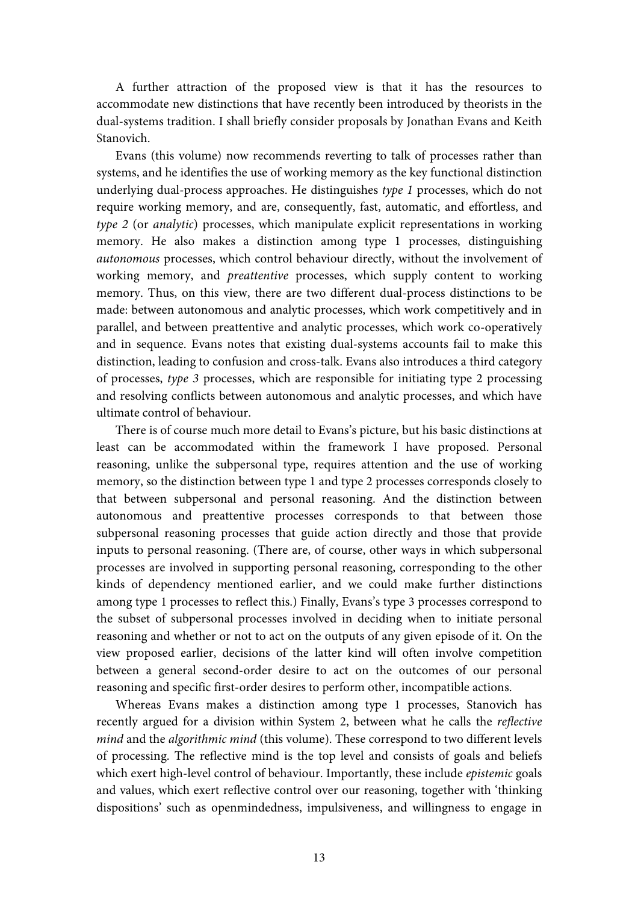A further attraction of the proposed view is that it has the resources to accommodate new distinctions that have recently been introduced by theorists in the dual-systems tradition. I shall briefly consider proposals by Jonathan Evans and Keith Stanovich.

Evans (this volume) now recommends reverting to talk of processes rather than systems, and he identifies the use of working memory as the key functional distinction underlying dual-process approaches. He distinguishes *type 1* processes, which do not require working memory, and are, consequently, fast, automatic, and effortless, and *type 2* (or *analytic*) processes, which manipulate explicit representations in working memory. He also makes a distinction among type 1 processes, distinguishing *autonomous* processes, which control behaviour directly, without the involvement of working memory, and *preattentive* processes, which supply content to working memory. Thus, on this view, there are two different dual-process distinctions to be made: between autonomous and analytic processes, which work competitively and in parallel, and between preattentive and analytic processes, which work co-operatively and in sequence. Evans notes that existing dual-systems accounts fail to make this distinction, leading to confusion and cross-talk. Evans also introduces a third category of processes, *type 3* processes, which are responsible for initiating type 2 processing and resolving conflicts between autonomous and analytic processes, and which have ultimate control of behaviour.

There is of course much more detail to Evans's picture, but his basic distinctions at least can be accommodated within the framework I have proposed. Personal reasoning, unlike the subpersonal type, requires attention and the use of working memory, so the distinction between type 1 and type 2 processes corresponds closely to that between subpersonal and personal reasoning. And the distinction between autonomous and preattentive processes corresponds to that between those subpersonal reasoning processes that guide action directly and those that provide inputs to personal reasoning. (There are, of course, other ways in which subpersonal processes are involved in supporting personal reasoning, corresponding to the other kinds of dependency mentioned earlier, and we could make further distinctions among type 1 processes to reflect this.) Finally, Evans's type 3 processes correspond to the subset of subpersonal processes involved in deciding when to initiate personal reasoning and whether or not to act on the outputs of any given episode of it. On the view proposed earlier, decisions of the latter kind will often involve competition between a general second-order desire to act on the outcomes of our personal reasoning and specific first-order desires to perform other, incompatible actions.

Whereas Evans makes a distinction among type 1 processes, Stanovich has recently argued for a division within System 2, between what he calls the *reflective mind* and the *algorithmic mind* (this volume). These correspond to two different levels of processing. The reflective mind is the top level and consists of goals and beliefs which exert high-level control of behaviour. Importantly, these include *epistemic* goals and values, which exert reflective control over our reasoning, together with 'thinking dispositions' such as openmindedness, impulsiveness, and willingness to engage in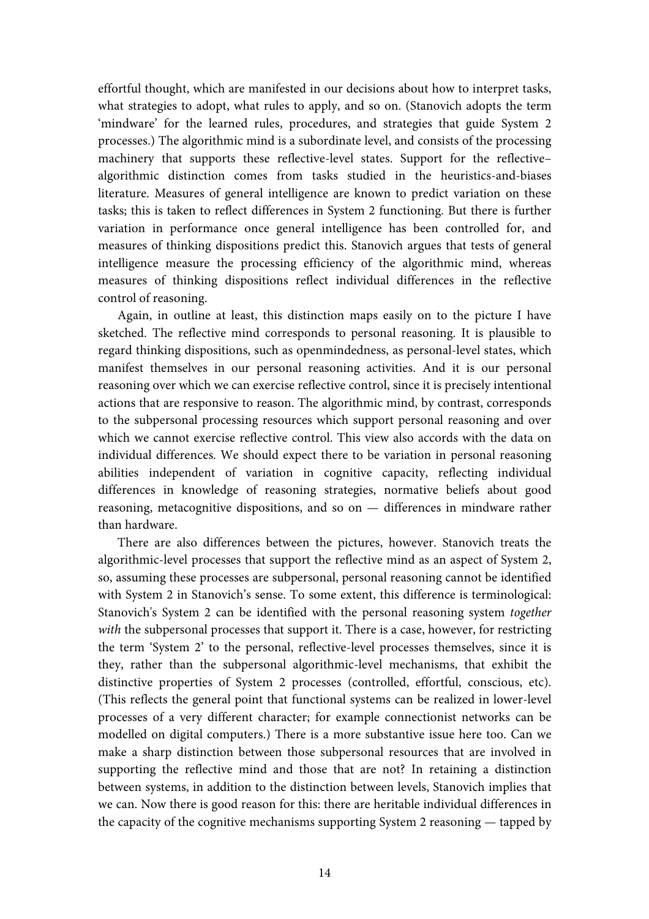effortful thought, which are manifested in our decisions about how to interpret tasks, what strategies to adopt, what rules to apply, and so on. (Stanovich adopts the term 'mindware' for the learned rules, procedures, and strategies that guide System 2 processes.) The algorithmic mind is a subordinate level, and consists of the processing machinery that supports these reflective-level states. Support for the reflective–algorithmic distinction comes from tasks studied in the heuristics-and-biases literature. Measures of general intelligence are known to predict variation on these tasks; this is taken to reflect differences in System 2 functioning. But there is further variation in performance once general intelligence has been controlled for, and measures of thinking dispositions predict this. Stanovich argues that tests of general intelligence measure the processing efficiency of the algorithmic mind, whereas measures of thinking dispositions reflect individual differences in the reflective control of reasoning.

Again, in outline at least, this distinction maps easily on to the picture I have sketched. The reflective mind corresponds to personal reasoning. It is plausible to regard thinking dispositions, such as openmindedness, as personal-level states, which manifest themselves in our personal reasoning activities. And it is our personal reasoning over which we can exercise reflective control, since it is precisely intentional actions that are responsive to reason. The algorithmic mind, by contrast, corresponds to the subpersonal processing resources which support personal reasoning and over which we cannot exercise reflective control. This view also accords with the data on individual differences. We should expect there to be variation in personal reasoning abilities independent of variation in cognitive capacity, reflecting individual differences in knowledge of reasoning strategies, normative beliefs about good reasoning, metacognitive dispositions, and so on — differences in mindware rather than hardware.

There are also differences between the pictures, however. Stanovich treats the algorithmic-level processes that support the reflective mind as an aspect of System 2, so, assuming these processes are subpersonal, personal reasoning cannot be identified with System 2 in Stanovich's sense. To some extent, this difference is terminological: Stanovich's System 2 can be identified with the personal reasoning system *together with* the subpersonal processes that support it. There is a case, however, for restricting the term 'System 2' to the personal, reflective-level processes themselves, since it is they, rather than the subpersonal algorithmic-level mechanisms, that exhibit the distinctive properties of System 2 processes (controlled, effortful, conscious, etc). (This reflects the general point that functional systems can be realized in lower-level processes of a very different character; for example connectionist networks can be modelled on digital computers.) There is a more substantive issue here too. Can we make a sharp distinction between those subpersonal resources that are involved in supporting the reflective mind and those that are not? In retaining a distinction between systems, in addition to the distinction between levels, Stanovich implies that we can. Now there is good reason for this: there are heritable individual differences in the capacity of the cognitive mechanisms supporting System 2 reasoning — tapped by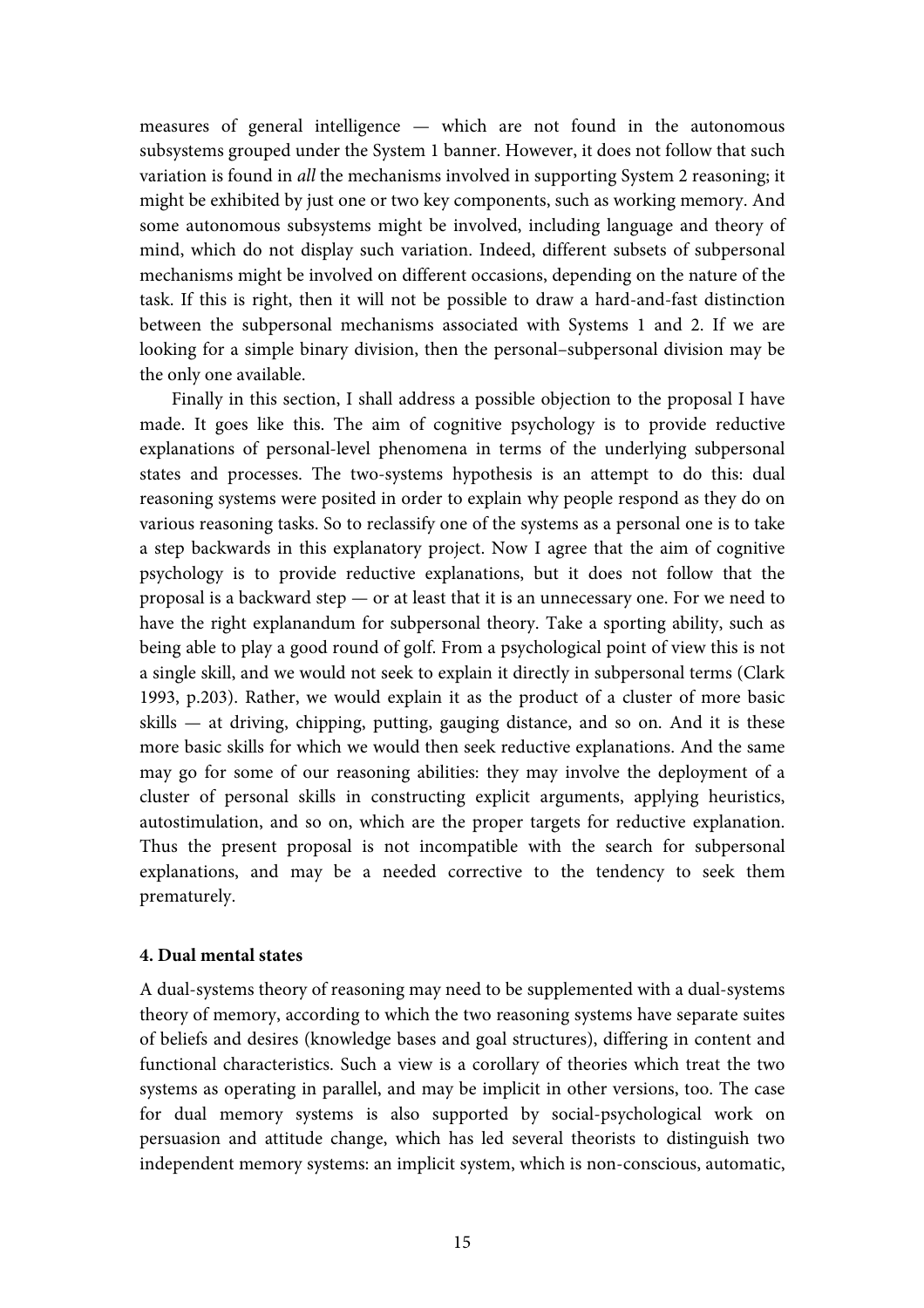measures of general intelligence — which are not found in the autonomous subsystems grouped under the System 1 banner. However, it does not follow that such variation is found in *all* the mechanisms involved in supporting System 2 reasoning; it might be exhibited by just one or two key components, such as working memory. And some autonomous subsystems might be involved, including language and theory of mind, which do not display such variation. Indeed, different subsets of subpersonal mechanisms might be involved on different occasions, depending on the nature of the task. If this is right, then it will not be possible to draw a hard-and-fast distinction between the subpersonal mechanisms associated with Systems 1 and 2. If we are looking for a simple binary division, then the personal–subpersonal division may be the only one available.

Finally in this section, I shall address a possible objection to the proposal I have made. It goes like this. The aim of cognitive psychology is to provide reductive explanations of personal-level phenomena in terms of the underlying subpersonal states and processes. The two-systems hypothesis is an attempt to do this: dual reasoning systems were posited in order to explain why people respond as they do on various reasoning tasks. So to reclassify one of the systems as a personal one is to take a step backwards in this explanatory project. Now I agree that the aim of cognitive psychology is to provide reductive explanations, but it does not follow that the proposal is a backward step — or at least that it is an unnecessary one. For we need to have the right explanandum for subpersonal theory. Take a sporting ability, such as being able to play a good round of golf. From a psychological point of view this is not a single skill, and we would not seek to explain it directly in subpersonal terms (Clark 1993, p.203). Rather, we would explain it as the product of a cluster of more basic skills — at driving, chipping, putting, gauging distance, and so on. And it is these more basic skills for which we would then seek reductive explanations. And the same may go for some of our reasoning abilities: they may involve the deployment of a cluster of personal skills in constructing explicit arguments, applying heuristics, autostimulation, and so on, which are the proper targets for reductive explanation. Thus the present proposal is not incompatible with the search for subpersonal explanations, and may be a needed corrective to the tendency to seek them prematurely.

**4. Dual mental states**

A dual-systems theory of reasoning may need to be supplemented with a dual-systems theory of memory, according to which the two reasoning systems have separate suites of beliefs and desires (knowledge bases and goal structures), differing in content and functional characteristics. Such a view is a corollary of theories which treat the two systems as operating in parallel, and may be implicit in other versions, too. The case for dual memory systems is also supported by social-psychological work on persuasion and attitude change, which has led several theorists to distinguish two independent memory systems: an implicit system, which is non-conscious, automatic,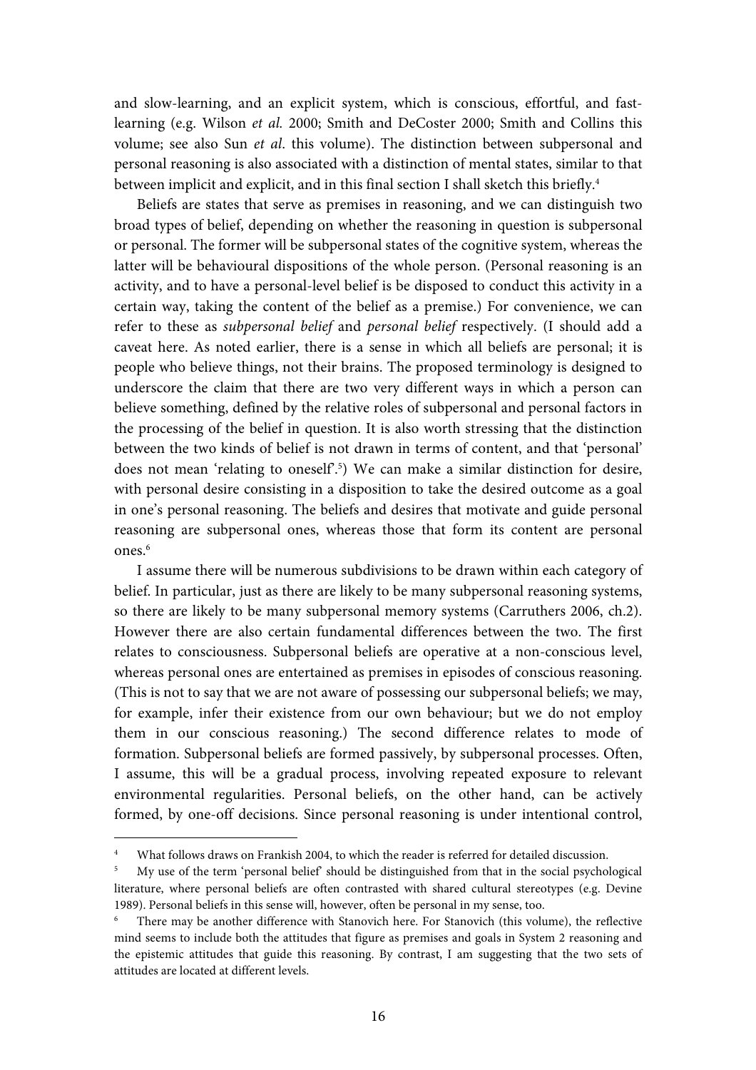and slow-learning, and an explicit system, which is conscious, effortful, and fast-learning (e.g. Wilson *et al.* 2000; Smith and DeCoster 2000; Smith and Collins this volume; see also Sun *et al*. this volume). The distinction between subpersonal and personal reasoning is also associated with a distinction of mental states, similar to that between implicit and explicit, and in this final section I shall sketch this briefly.[4]

Beliefs are states that serve as premises in reasoning, and we can distinguish two broad types of belief, depending on whether the reasoning in question is subpersonal or personal. The former will be subpersonal states of the cognitive system, whereas the latter will be behavioural dispositions of the whole person. (Personal reasoning is an activity, and to have a personal-level belief is be disposed to conduct this activity in a certain way, taking the content of the belief as a premise.) For convenience, we can refer to these as *subpersonal belief* and *personal belief* respectively. (I should add a caveat here. As noted earlier, there is a sense in which all beliefs are personal; it is people who believe things, not their brains. The proposed terminology is designed to underscore the claim that there are two very different ways in which a person can believe something, defined by the relative roles of subpersonal and personal factors in the processing of the belief in question. It is also worth stressing that the distinction between the two kinds of belief is not drawn in terms of content, and that 'personal' does not mean 'relating to oneself'.[5]) We can make a similar distinction for desire, with personal desire consisting in a disposition to take the desired outcome as a goal in one's personal reasoning. The beliefs and desires that motivate and guide personal reasoning are subpersonal ones, whereas those that form its content are personal ones.[6]

I assume there will be numerous subdivisions to be drawn within each category of belief. In particular, just as there are likely to be many subpersonal reasoning systems, so there are likely to be many subpersonal memory systems (Carruthers 2006, ch.2). However there are also certain fundamental differences between the two. The first relates to consciousness. Subpersonal beliefs are operative at a non-conscious level, whereas personal ones are entertained as premises in episodes of conscious reasoning. (This is not to say that we are not aware of possessing our subpersonal beliefs; we may, for example, infer their existence from our own behaviour; but we do not employ them in our conscious reasoning.) The second difference relates to mode of formation. Subpersonal beliefs are formed passively, by subpersonal processes. Often, I assume, this will be a gradual process, involving repeated exposure to relevant environmental regularities. Personal beliefs, on the other hand, can be actively formed, by one-off decisions. Since personal reasoning is under intentional control,

---

[4] What follows draws on Frankish 2004, to which the reader is referred for detailed discussion.

[5] My use of the term 'personal belief' should be distinguished from that in the social psychological literature, where personal beliefs are often contrasted with shared cultural stereotypes (e.g. Devine 1989). Personal beliefs in this sense will, however, often be personal in my sense, too.

[6] There may be another difference with Stanovich here. For Stanovich (this volume), the reflective mind seems to include both the attitudes that figure as premises and goals in System 2 reasoning and the epistemic attitudes that guide this reasoning. By contrast, I am suggesting that the two sets of attitudes are located at different levels.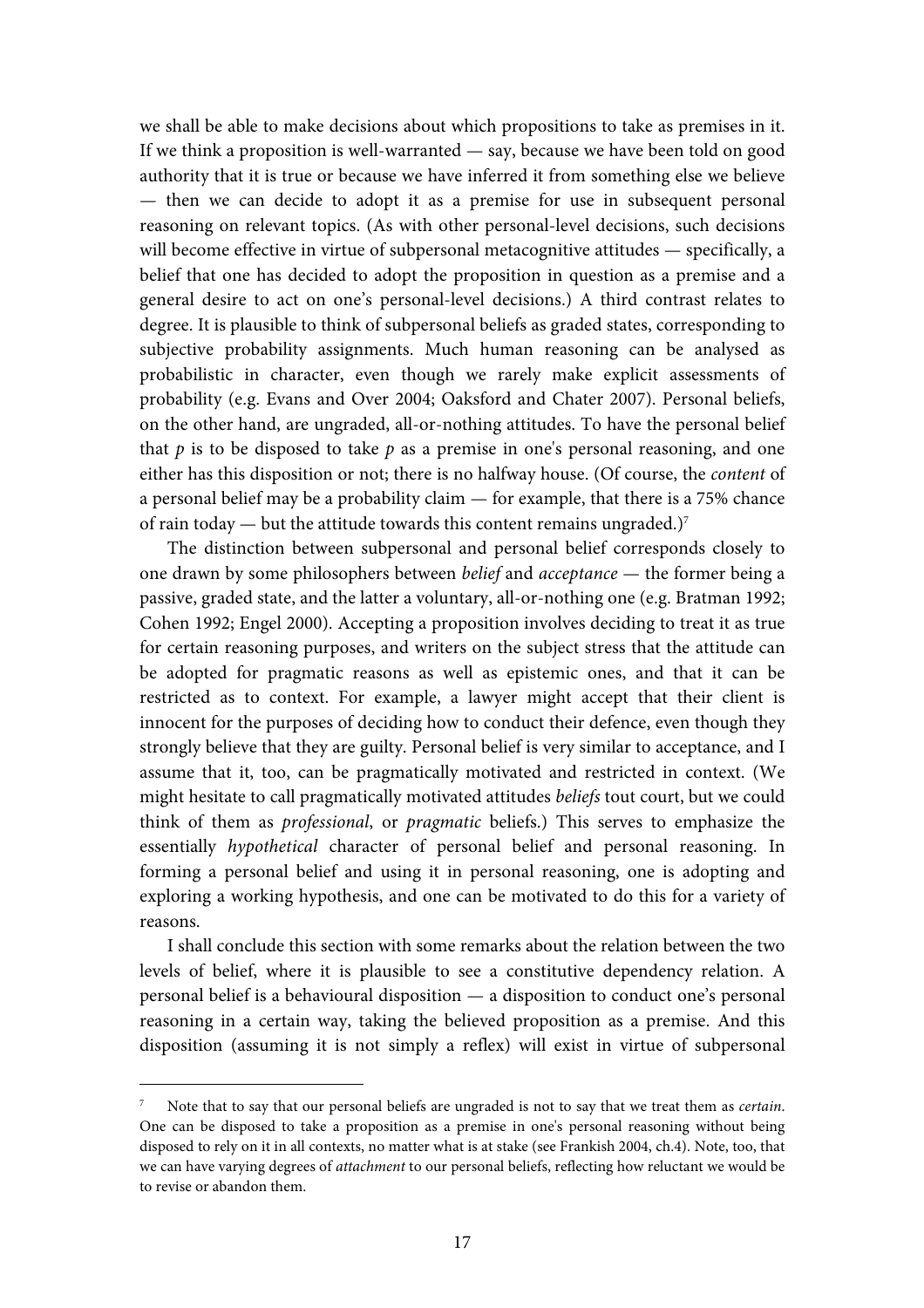we shall be able to make decisions about which propositions to take as premises in it. If we think a proposition is well-warranted — say, because we have been told on good authority that it is true or because we have inferred it from something else we believe — then we can decide to adopt it as a premise for use in subsequent personal reasoning on relevant topics. (As with other personal-level decisions, such decisions will become effective in virtue of subpersonal metacognitive attitudes — specifically, a belief that one has decided to adopt the proposition in question as a premise and a general desire to act on one's personal-level decisions.) A third contrast relates to degree. It is plausible to think of subpersonal beliefs as graded states, corresponding to subjective probability assignments. Much human reasoning can be analysed as probabilistic in character, even though we rarely make explicit assessments of probability (e.g. Evans and Over 2004; Oaksford and Chater 2007). Personal beliefs, on the other hand, are ungraded, all-or-nothing attitudes. To have the personal belief that $p$ is to be disposed to take $p$ as a premise in one's personal reasoning, and one either has this disposition or not; there is no halfway house. (Of course, the *content* of a personal belief may be a probability claim — for example, that there is a 75% chance of rain today — but the attitude towards this content remains ungraded.)[7]

The distinction between subpersonal and personal belief corresponds closely to one drawn by some philosophers between *belief* and *acceptance* — the former being a passive, graded state, and the latter a voluntary, all-or-nothing one (e.g. Bratman 1992; Cohen 1992; Engel 2000). Accepting a proposition involves deciding to treat it as true for certain reasoning purposes, and writers on the subject stress that the attitude can be adopted for pragmatic reasons as well as epistemic ones, and that it can be restricted as to context. For example, a lawyer might accept that their client is innocent for the purposes of deciding how to conduct their defence, even though they strongly believe that they are guilty. Personal belief is very similar to acceptance, and I assume that it, too, can be pragmatically motivated and restricted in context. (We might hesitate to call pragmatically motivated attitudes *beliefs* tout court, but we could think of them as *professional*, or *pragmatic* beliefs.) This serves to emphasize the essentially *hypothetical* character of personal belief and personal reasoning. In forming a personal belief and using it in personal reasoning, one is adopting and exploring a working hypothesis, and one can be motivated to do this for a variety of reasons.

I shall conclude this section with some remarks about the relation between the two levels of belief, where it is plausible to see a constitutive dependency relation. A personal belief is a behavioural disposition — a disposition to conduct one's personal reasoning in a certain way, taking the believed proposition as a premise. And this disposition (assuming it is not simply a reflex) will exist in virtue of subpersonal

---

[7] Note that to say that our personal beliefs are ungraded is not to say that we treat them as *certain*. One can be disposed to take a proposition as a premise in one's personal reasoning without being disposed to rely on it in all contexts, no matter what is at stake (see Frankish 2004, ch.4). Note, too, that we can have varying degrees of *attachment* to our personal beliefs, reflecting how reluctant we would be to revise or abandon them.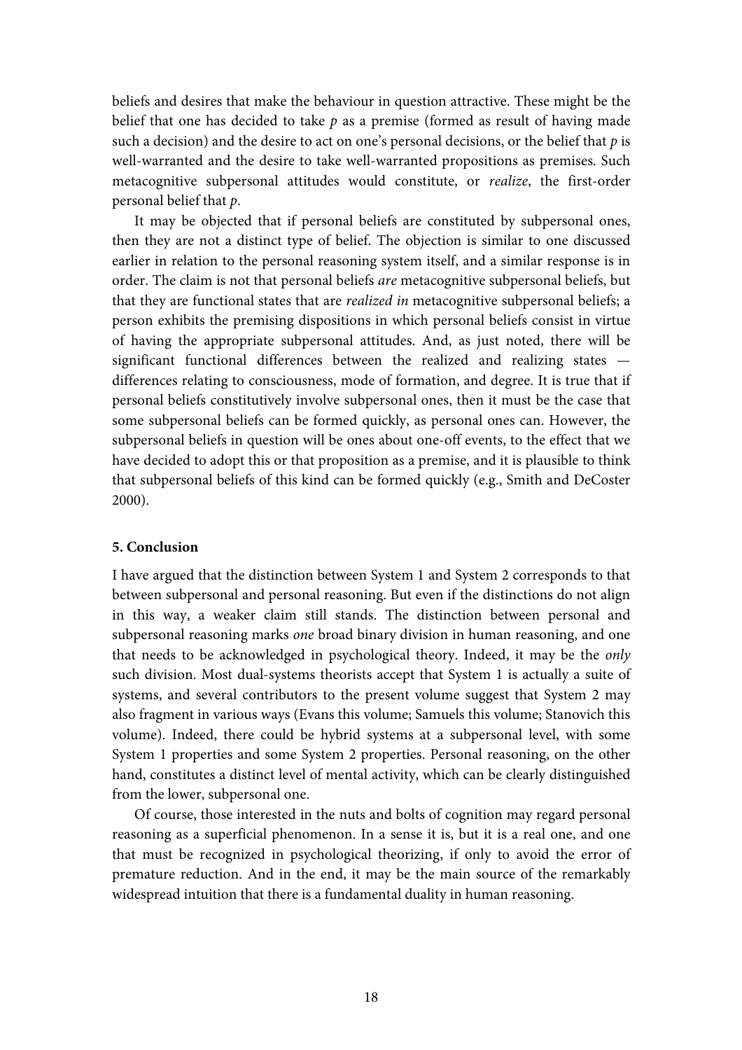beliefs and desires that make the behaviour in question attractive. These might be the belief that one has decided to take *p* as a premise (formed as result of having made such a decision) and the desire to act on one's personal decisions, or the belief that *p* is well-warranted and the desire to take well-warranted propositions as premises. Such metacognitive subpersonal attitudes would constitute, or *realize*, the first-order personal belief that *p*.

It may be objected that if personal beliefs are constituted by subpersonal ones, then they are not a distinct type of belief. The objection is similar to one discussed earlier in relation to the personal reasoning system itself, and a similar response is in order. The claim is not that personal beliefs *are* metacognitive subpersonal beliefs, but that they are functional states that are *realized in* metacognitive subpersonal beliefs; a person exhibits the premising dispositions in which personal beliefs consist in virtue of having the appropriate subpersonal attitudes. And, as just noted, there will be significant functional differences between the realized and realizing states — differences relating to consciousness, mode of formation, and degree. It is true that if personal beliefs constitutively involve subpersonal ones, then it must be the case that some subpersonal beliefs can be formed quickly, as personal ones can. However, the subpersonal beliefs in question will be ones about one-off events, to the effect that we have decided to adopt this or that proposition as a premise, and it is plausible to think that subpersonal beliefs of this kind can be formed quickly (e.g., Smith and DeCoster 2000).

## 5. Conclusion

I have argued that the distinction between System 1 and System 2 corresponds to that between subpersonal and personal reasoning. But even if the distinctions do not align in this way, a weaker claim still stands. The distinction between personal and subpersonal reasoning marks *one* broad binary division in human reasoning, and one that needs to be acknowledged in psychological theory. Indeed, it may be the *only* such division. Most dual-systems theorists accept that System 1 is actually a suite of systems, and several contributors to the present volume suggest that System 2 may also fragment in various ways (Evans this volume; Samuels this volume; Stanovich this volume). Indeed, there could be hybrid systems at a subpersonal level, with some System 1 properties and some System 2 properties. Personal reasoning, on the other hand, constitutes a distinct level of mental activity, which can be clearly distinguished from the lower, subpersonal one.

Of course, those interested in the nuts and bolts of cognition may regard personal reasoning as a superficial phenomenon. In a sense it is, but it is a real one, and one that must be recognized in psychological theorizing, if only to avoid the error of premature reduction. And in the end, it may be the main source of the remarkably widespread intuition that there is a fundamental duality in human reasoning.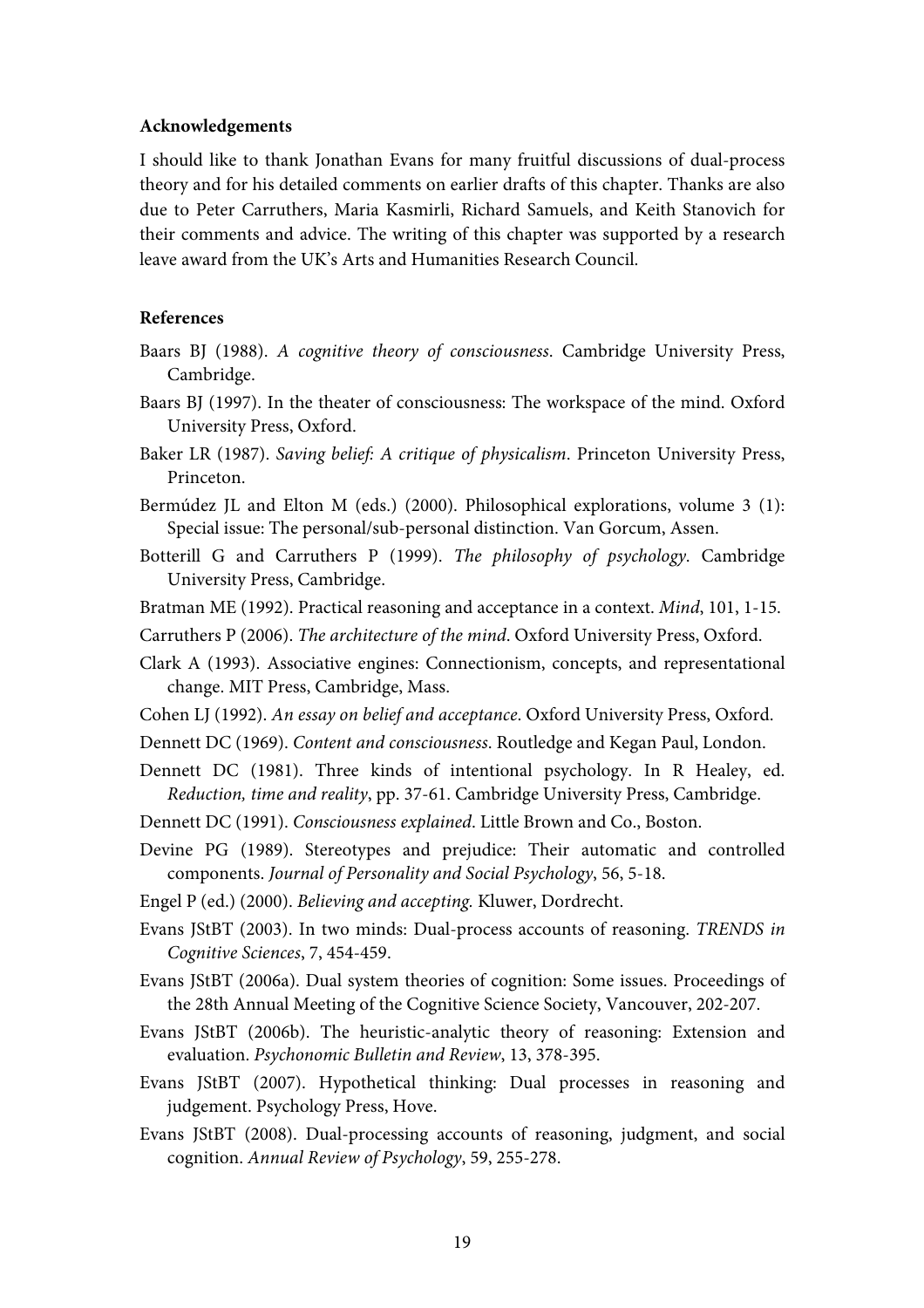### Acknowledgements

I should like to thank Jonathan Evans for many fruitful discussions of dual-process theory and for his detailed comments on earlier drafts of this chapter. Thanks are also due to Peter Carruthers, Maria Kasmirli, Richard Samuels, and Keith Stanovich for their comments and advice. The writing of this chapter was supported by a research leave award from the UK's Arts and Humanities Research Council.

### References

Baars BJ (1988). *A cognitive theory of consciousness*. Cambridge University Press, Cambridge.

Baars BJ (1997). In the theater of consciousness: The workspace of the mind. Oxford University Press, Oxford.

Baker LR (1987). *Saving belief: A critique of physicalism*. Princeton University Press, Princeton.

Bermúdez JL and Elton M (eds.) (2000). Philosophical explorations, volume 3 (1): Special issue: The personal/sub-personal distinction. Van Gorcum, Assen.

Botterill G and Carruthers P (1999). *The philosophy of psychology*. Cambridge University Press, Cambridge.

Bratman ME (1992). Practical reasoning and acceptance in a context. *Mind*, 101, 1-15.

Carruthers P (2006). *The architecture of the mind*. Oxford University Press, Oxford.

Clark A (1993). Associative engines: Connectionism, concepts, and representational change. MIT Press, Cambridge, Mass.

Cohen LJ (1992). *An essay on belief and acceptance*. Oxford University Press, Oxford.

Dennett DC (1969). *Content and consciousness*. Routledge and Kegan Paul, London.

Dennett DC (1981). Three kinds of intentional psychology. In R Healey, ed. *Reduction, time and reality*, pp. 37-61. Cambridge University Press, Cambridge.

Dennett DC (1991). *Consciousness explained*. Little Brown and Co., Boston.

Devine PG (1989). Stereotypes and prejudice: Their automatic and controlled components. *Journal of Personality and Social Psychology*, 56, 5-18.

Engel P (ed.) (2000). *Believing and accepting*. Kluwer, Dordrecht.

Evans JStBT (2003). In two minds: Dual-process accounts of reasoning. *TRENDS in Cognitive Sciences*, 7, 454-459.

Evans JStBT (2006a). Dual system theories of cognition: Some issues. Proceedings of the 28th Annual Meeting of the Cognitive Science Society, Vancouver, 202-207.

Evans JStBT (2006b). The heuristic-analytic theory of reasoning: Extension and evaluation. *Psychonomic Bulletin and Review*, 13, 378-395.

Evans JStBT (2007). Hypothetical thinking: Dual processes in reasoning and judgement. Psychology Press, Hove.

Evans JStBT (2008). Dual-processing accounts of reasoning, judgment, and social cognition. *Annual Review of Psychology*, 59, 255-278.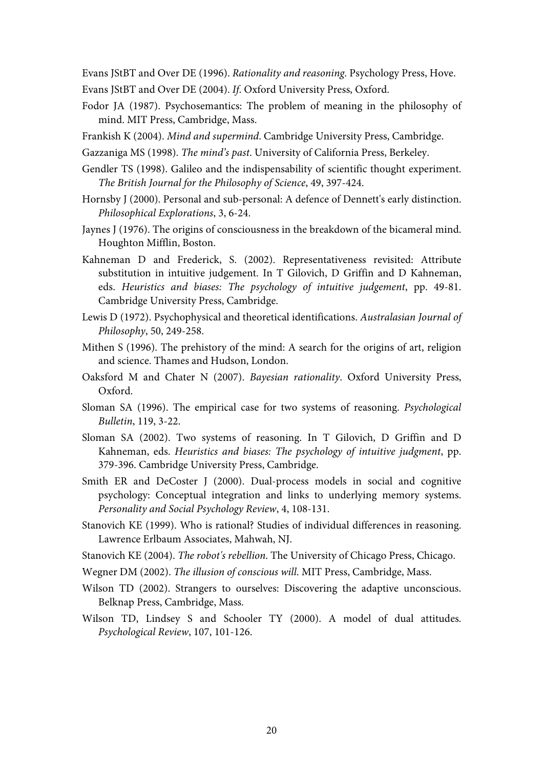Evans JStBT and Over DE (1996). *Rationality and reasoning*. Psychology Press, Hove.

Evans JStBT and Over DE (2004). *If*. Oxford University Press, Oxford.

Fodor JA (1987). Psychosemantics: The problem of meaning in the philosophy of mind. MIT Press, Cambridge, Mass.

Frankish K (2004). *Mind and supermind*. Cambridge University Press, Cambridge.

Gazzaniga MS (1998). *The mind's past*. University of California Press, Berkeley.

Gendler TS (1998). Galileo and the indispensability of scientific thought experiment. *The British Journal for the Philosophy of Science*, 49, 397-424.

Hornsby J (2000). Personal and sub-personal: A defence of Dennett's early distinction. *Philosophical Explorations*, 3, 6-24.

Jaynes J (1976). The origins of consciousness in the breakdown of the bicameral mind. Houghton Mifflin, Boston.

Kahneman D and Frederick, S. (2002). Representativeness revisited: Attribute substitution in intuitive judgement. In T Gilovich, D Griffin and D Kahneman, eds. *Heuristics and biases: The psychology of intuitive judgement*, pp. 49-81. Cambridge University Press, Cambridge.

Lewis D (1972). Psychophysical and theoretical identifications. *Australasian Journal of Philosophy*, 50, 249-258.

Mithen S (1996). The prehistory of the mind: A search for the origins of art, religion and science. Thames and Hudson, London.

Oaksford M and Chater N (2007). *Bayesian rationality*. Oxford University Press, Oxford.

Sloman SA (1996). The empirical case for two systems of reasoning. *Psychological Bulletin*, 119, 3-22.

Sloman SA (2002). Two systems of reasoning. In T Gilovich, D Griffin and D Kahneman, eds. *Heuristics and biases: The psychology of intuitive judgment*, pp. 379-396. Cambridge University Press, Cambridge.

Smith ER and DeCoster J (2000). Dual-process models in social and cognitive psychology: Conceptual integration and links to underlying memory systems. *Personality and Social Psychology Review*, 4, 108-131.

Stanovich KE (1999). Who is rational? Studies of individual differences in reasoning. Lawrence Erlbaum Associates, Mahwah, NJ.

Stanovich KE (2004). *The robot's rebellion*. The University of Chicago Press, Chicago.

Wegner DM (2002). *The illusion of conscious will*. MIT Press, Cambridge, Mass.

Wilson TD (2002). Strangers to ourselves: Discovering the adaptive unconscious. Belknap Press, Cambridge, Mass.

Wilson TD, Lindsey S and Schooler TY (2000). A model of dual attitudes. *Psychological Review*, 107, 101-126.